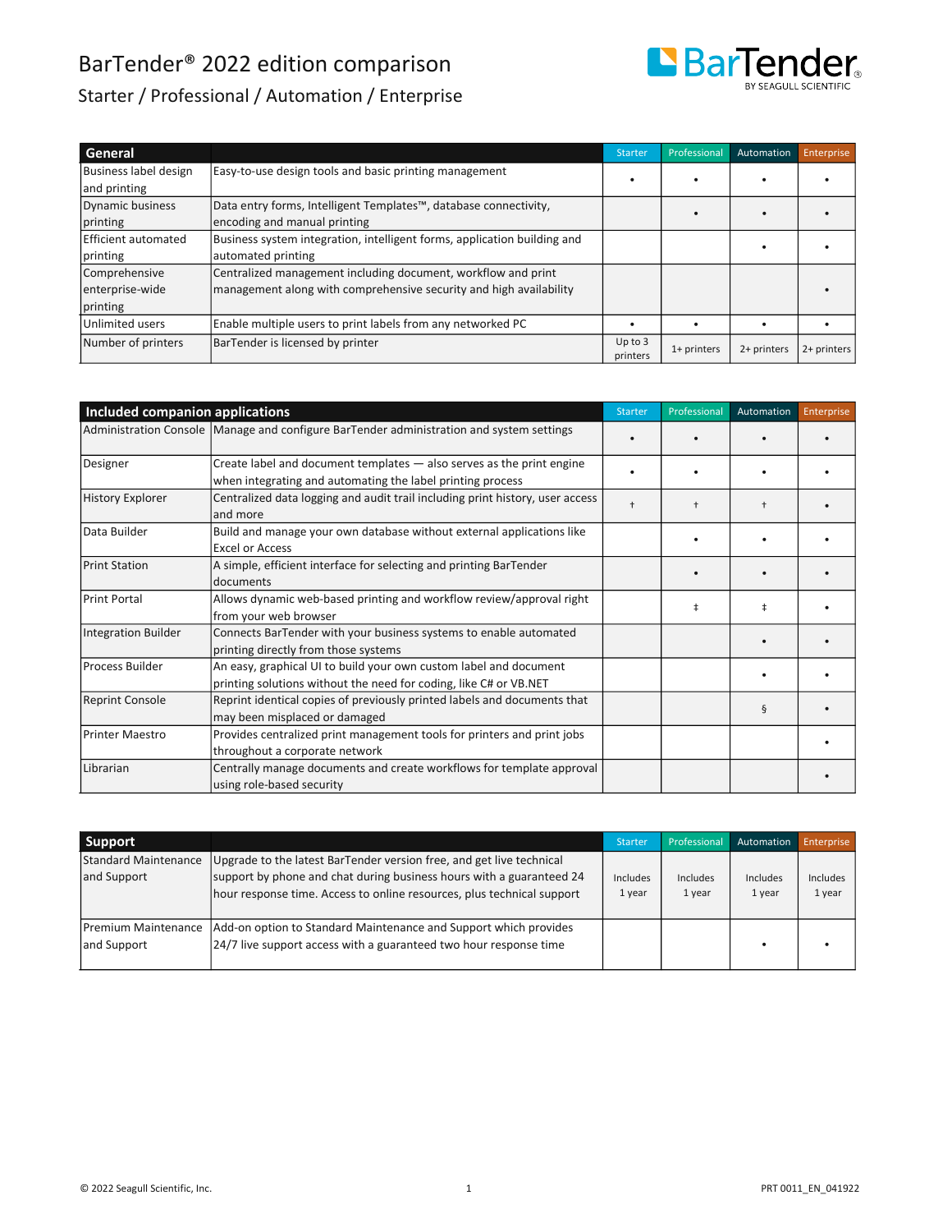# BarTender® 2022 edition comparison

## Starter / Professional / Automation / Enterprise

| General | | Starter | Professional | Automation | Enterprise |
|---|---|---|---|---|---|
| Business label design and printing | Easy-to-use design tools and basic printing management | • | • | • | • |
| Dynamic business printing | Data entry forms, Intelligent Templates™, database connectivity, encoding and manual printing | | • | • | • |
| Efficient automated printing | Business system integration, intelligent forms, application building and automated printing | | | • | • |
| Comprehensive enterprise-wide printing | Centralized management including document, workflow and print management along with comprehensive security and high availability | | | | • |
| Unlimited users | Enable multiple users to print labels from any networked PC | • | • | • | • |
| Number of printers | BarTender is licensed by printer | Up to 3 printers | 1+ printers | 2+ printers | 2+ printers |

| Included companion applications | | Starter | Professional | Automation | Enterprise |
|---|---|---|---|---|---|
| Administration Console | Manage and configure BarTender administration and system settings | • | • | • | • |
| Designer | Create label and document templates — also serves as the print engine when integrating and automating the label printing process | • | • | • | • |
| History Explorer | Centralized data logging and audit trail including print history, user access and more | † | † | † | • |
| Data Builder | Build and manage your own database without external applications like Excel or Access | | • | • | • |
| Print Station | A simple, efficient interface for selecting and printing BarTender documents | | • | • | • |
| Print Portal | Allows dynamic web-based printing and workflow review/approval right from your web browser | | ‡ | ‡ | • |
| Integration Builder | Connects BarTender with your business systems to enable automated printing directly from those systems | | | • | • |
| Process Builder | An easy, graphical UI to build your own custom label and document printing solutions without the need for coding, like C# or VB.NET | | | • | • |
| Reprint Console | Reprint identical copies of previously printed labels and documents that may been misplaced or damaged | | | § | • |
| Printer Maestro | Provides centralized print management tools for printers and print jobs throughout a corporate network | | | | • |
| Librarian | Centrally manage documents and create workflows for template approval using role-based security | | | | • |

| Support | | Starter | Professional | Automation | Enterprise |
|---|---|---|---|---|---|
| Standard Maintenance and Support | Upgrade to the latest BarTender version free, and get live technical support by phone and chat during business hours with a guaranteed 24 hour response time. Access to online resources, plus technical support | Includes 1 year | Includes 1 year | Includes 1 year | Includes 1 year |
| Premium Maintenance and Support | Add-on option to Standard Maintenance and Support which provides 24/7 live support access with a guaranteed two hour response time | | | • | • |

© 2022 Seagull Scientific, Inc.

PRT 0011_EN_041922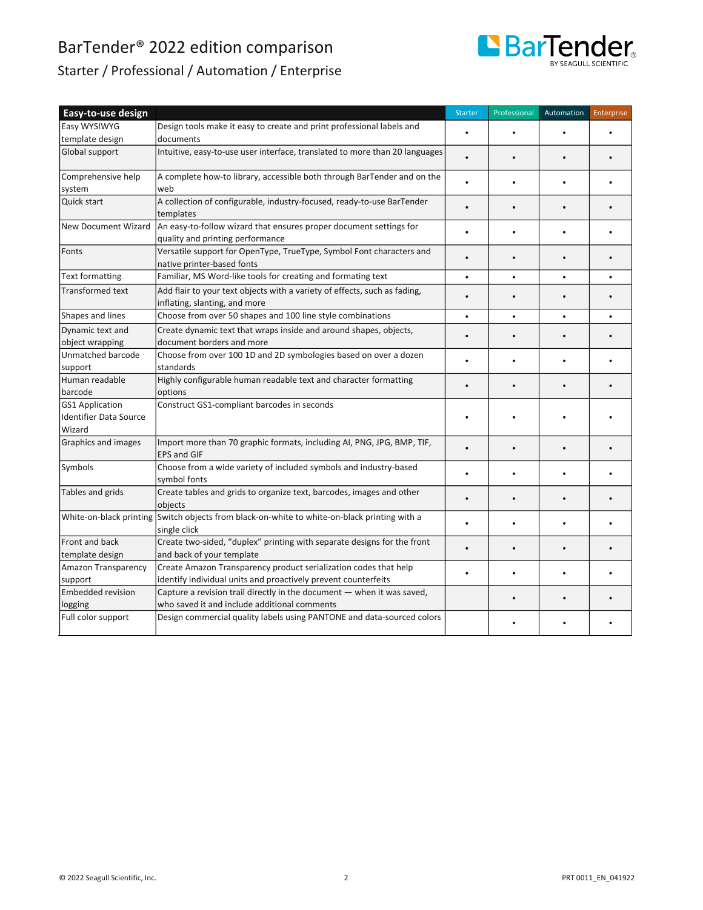# BarTender® 2022 edition comparison

## Starter / Professional / Automation / Enterprise

| Easy-to-use design | | Starter | Professional | Automation | Enterprise |
|---|---|---|---|---|---|
| Easy WYSIWYG template design | Design tools make it easy to create and print professional labels and documents | • | • | • | • |
| Global support | Intuitive, easy-to-use user interface, translated to more than 20 languages | • | • | • | • |
| Comprehensive help system | A complete how-to library, accessible both through BarTender and on the web | • | • | • | • |
| Quick start | A collection of configurable, industry-focused, ready-to-use BarTender templates | • | • | • | • |
| New Document Wizard | An easy-to-follow wizard that ensures proper document settings for quality and printing performance | • | • | • | • |
| Fonts | Versatile support for OpenType, TrueType, Symbol Font characters and native printer-based fonts | • | • | • | • |
| Text formatting | Familiar, MS Word-like tools for creating and formating text | • | • | • | • |
| Transformed text | Add flair to your text objects with a variety of effects, such as fading, inflating, slanting, and more | • | • | • | • |
| Shapes and lines | Choose from over 50 shapes and 100 line style combinations | • | • | • | • |
| Dynamic text and object wrapping | Create dynamic text that wraps inside and around shapes, objects, document borders and more | • | • | • | • |
| Unmatched barcode support | Choose from over 100 1D and 2D symbologies based on over a dozen standards | • | • | • | • |
| Human readable barcode | Highly configurable human readable text and character formatting options | • | • | • | • |
| GS1 Application Identifier Data Source Wizard | Construct GS1-compliant barcodes in seconds | • | • | • | • |
| Graphics and images | Import more than 70 graphic formats, including AI, PNG, JPG, BMP, TIF, EPS and GIF | • | • | • | • |
| Symbols | Choose from a wide variety of included symbols and industry-based symbol fonts | • | • | • | • |
| Tables and grids | Create tables and grids to organize text, barcodes, images and other objects | • | • | • | • |
| White-on-black printing | Switch objects from black-on-white to white-on-black printing with a single click | • | • | • | • |
| Front and back template design | Create two-sided, "duplex" printing with separate designs for the front and back of your template | • | • | • | • |
| Amazon Transparency support | Create Amazon Transparency product serialization codes that help identify individual units and proactively prevent counterfeits | • | • | • | • |
| Embedded revision logging | Capture a revision trail directly in the document — when it was saved, who saved it and include additional comments | | • | • | • |
| Full color support | Design commercial quality labels using PANTONE and data-sourced colors | | • | • | • |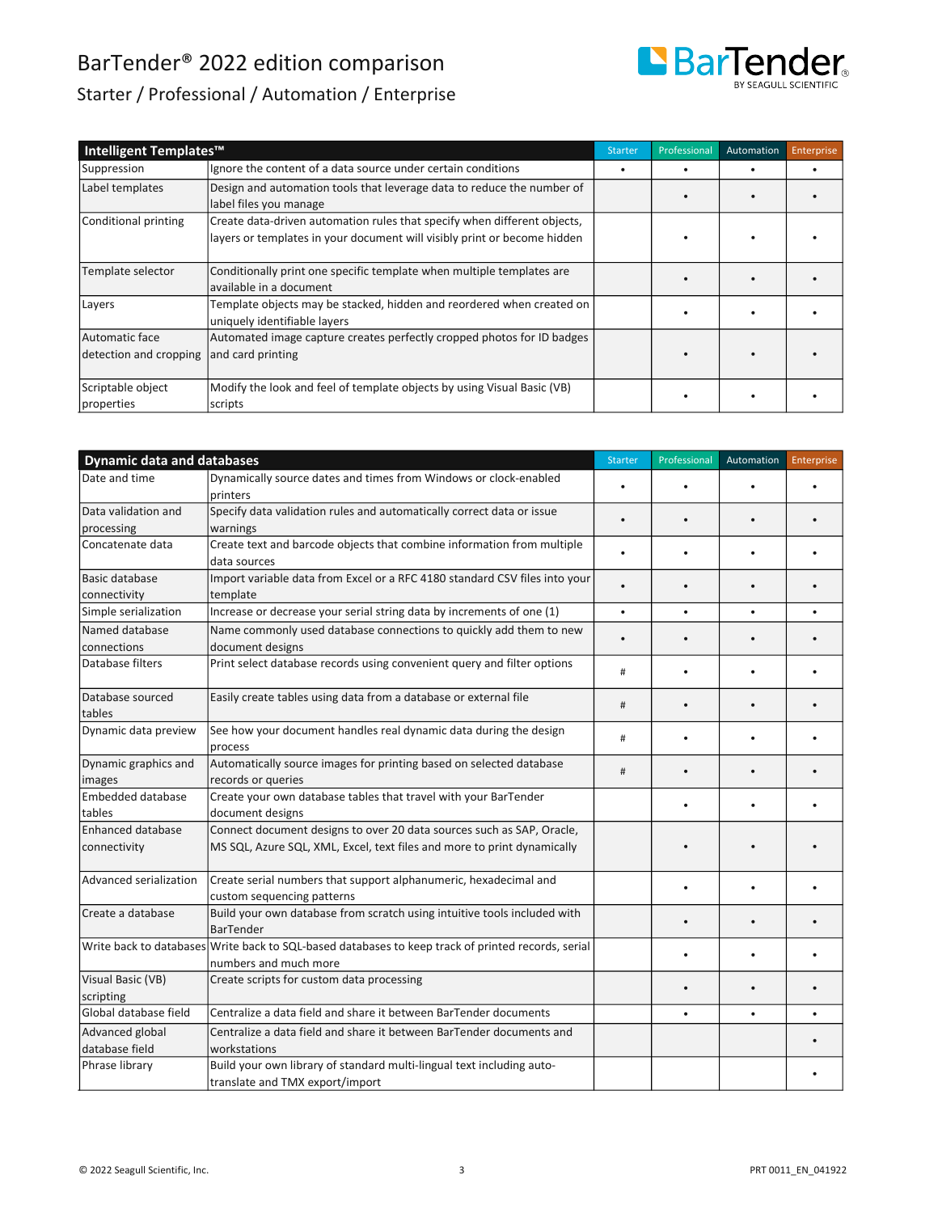# BarTender® 2022 edition comparison

## Starter / Professional / Automation / Enterprise

| Intelligent Templates™ | | Starter | Professional | Automation | Enterprise |
|---|---|---|---|---|---|
| Suppression | Ignore the content of a data source under certain conditions | • | • | • | • |
| Label templates | Design and automation tools that leverage data to reduce the number of label files you manage | | • | • | • |
| Conditional printing | Create data-driven automation rules that specify when different objects, layers or templates in your document will visibly print or become hidden | | • | • | • |
| Template selector | Conditionally print one specific template when multiple templates are available in a document | | • | • | • |
| Layers | Template objects may be stacked, hidden and reordered when created on uniquely identifiable layers | | • | • | • |
| Automatic face detection and cropping | Automated image capture creates perfectly cropped photos for ID badges and card printing | | • | • | • |
| Scriptable object properties | Modify the look and feel of template objects by using Visual Basic (VB) scripts | | • | • | • |

| Dynamic data and databases | | Starter | Professional | Automation | Enterprise |
|---|---|---|---|---|---|
| Date and time | Dynamically source dates and times from Windows or clock-enabled printers | • | • | • | • |
| Data validation and processing | Specify data validation rules and automatically correct data or issue warnings | • | • | • | • |
| Concatenate data | Create text and barcode objects that combine information from multiple data sources | • | • | • | • |
| Basic database connectivity | Import variable data from Excel or a RFC 4180 standard CSV files into your template | • | • | • | • |
| Simple serialization | Increase or decrease your serial string data by increments of one (1) | • | • | • | • |
| Named database connections | Name commonly used database connections to quickly add them to new document designs | • | • | • | • |
| Database filters | Print select database records using convenient query and filter options | # | • | • | • |
| Database sourced tables | Easily create tables using data from a database or external file | # | • | • | • |
| Dynamic data preview | See how your document handles real dynamic data during the design process | # | • | • | • |
| Dynamic graphics and images | Automatically source images for printing based on selected database records or queries | # | • | • | • |
| Embedded database tables | Create your own database tables that travel with your BarTender document designs | | • | • | • |
| Enhanced database connectivity | Connect document designs to over 20 data sources such as SAP, Oracle, MS SQL, Azure SQL, XML, Excel, text files and more to print dynamically | | • | • | • |
| Advanced serialization | Create serial numbers that support alphanumeric, hexadecimal and custom sequencing patterns | | • | • | • |
| Create a database | Build your own database from scratch using intuitive tools included with BarTender | | • | • | • |
| Write back to databases | Write back to SQL-based databases to keep track of printed records, serial numbers and much more | | • | • | • |
| Visual Basic (VB) scripting | Create scripts for custom data processing | | • | • | • |
| Global database field | Centralize a data field and share it between BarTender documents | | • | • | • |
| Advanced global database field | Centralize a data field and share it between BarTender documents and workstations | | | | • |
| Phrase library | Build your own library of standard multi-lingual text including auto-translate and TMX export/import | | | | • |

© 2022 Seagull Scientific, Inc. PRT 0011_EN_041922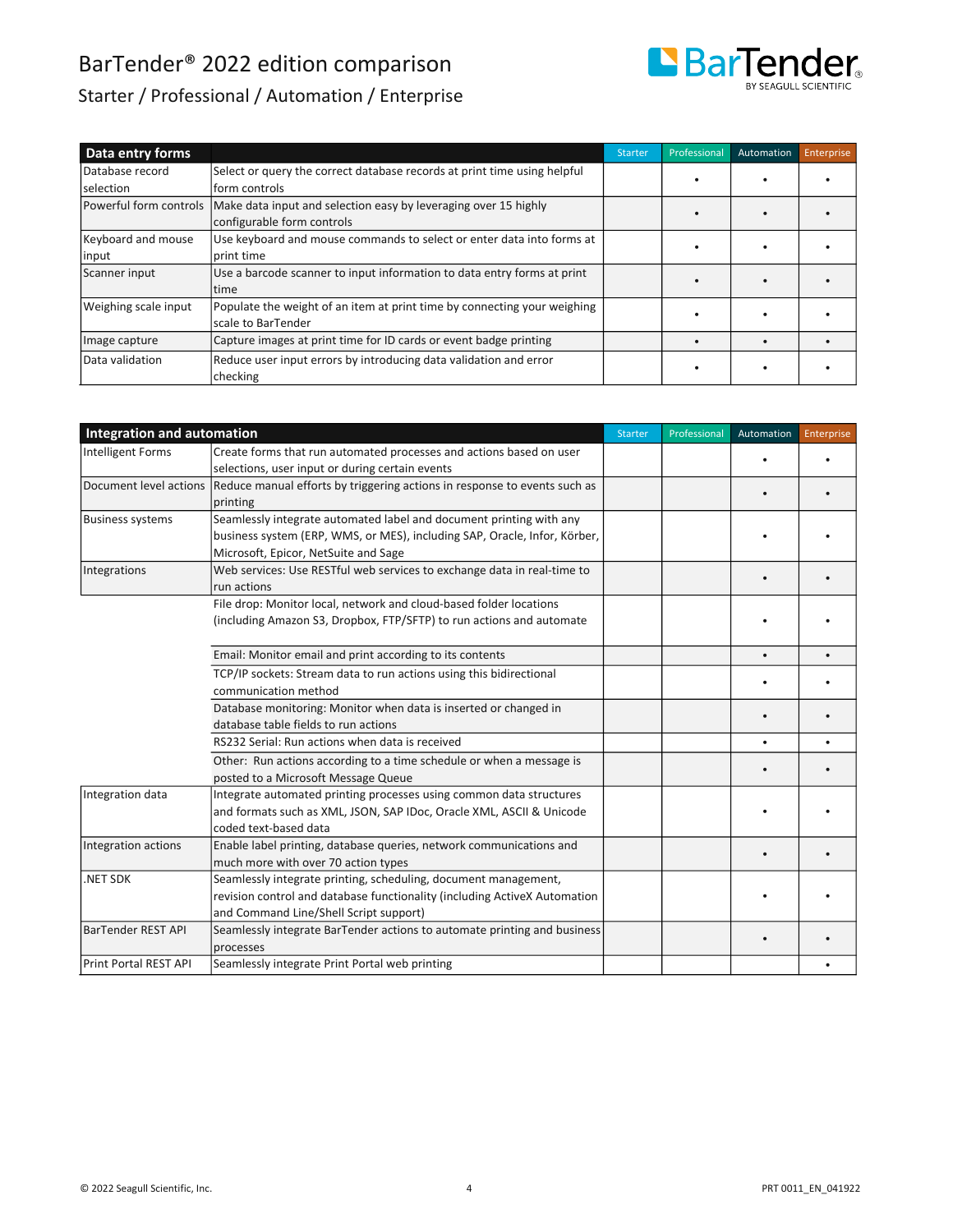# BarTender® 2022 edition comparison

## Starter / Professional / Automation / Enterprise

| Data entry forms | | Starter | Professional | Automation | Enterprise |
|---|---|---|---|---|---|
| Database record selection | Select or query the correct database records at print time using helpful form controls | | • | • | • |
| Powerful form controls | Make data input and selection easy by leveraging over 15 highly configurable form controls | | • | • | • |
| Keyboard and mouse input | Use keyboard and mouse commands to select or enter data into forms at print time | | • | • | • |
| Scanner input | Use a barcode scanner to input information to data entry forms at print time | | • | • | • |
| Weighing scale input | Populate the weight of an item at print time by connecting your weighing scale to BarTender | | • | • | • |
| Image capture | Capture images at print time for ID cards or event badge printing | | • | • | • |
| Data validation | Reduce user input errors by introducing data validation and error checking | | • | • | • |

| Integration and automation | | Starter | Professional | Automation | Enterprise |
|---|---|---|---|---|---|
| Intelligent Forms | Create forms that run automated processes and actions based on user selections, user input or during certain events | | | • | • |
| Document level actions | Reduce manual efforts by triggering actions in response to events such as printing | | | • | • |
| Business systems | Seamlessly integrate automated label and document printing with any business system (ERP, WMS, or MES), including SAP, Oracle, Infor, Körber, Microsoft, Epicor, NetSuite and Sage | | | • | • |
| Integrations | Web services: Use RESTful web services to exchange data in real-time to run actions | | | • | • |
| | File drop: Monitor local, network and cloud-based folder locations (including Amazon S3, Dropbox, FTP/SFTP) to run actions and automate | | | • | • |
| | Email: Monitor email and print according to its contents | | | • | • |
| | TCP/IP sockets: Stream data to run actions using this bidirectional communication method | | | • | • |
| | Database monitoring: Monitor when data is inserted or changed in database table fields to run actions | | | • | • |
| | RS232 Serial: Run actions when data is received | | | • | • |
| | Other: Run actions according to a time schedule or when a message is posted to a Microsoft Message Queue | | | • | • |
| Integration data | Integrate automated printing processes using common data structures and formats such as XML, JSON, SAP IDoc, Oracle XML, ASCII & Unicode coded text-based data | | | • | • |
| Integration actions | Enable label printing, database queries, network communications and much more with over 70 action types | | | • | • |
| .NET SDK | Seamlessly integrate printing, scheduling, document management, revision control and database functionality (including ActiveX Automation and Command Line/Shell Script support) | | | • | • |
| BarTender REST API | Seamlessly integrate BarTender actions to automate printing and business processes | | | • | • |
| Print Portal REST API | Seamlessly integrate Print Portal web printing | | | | • |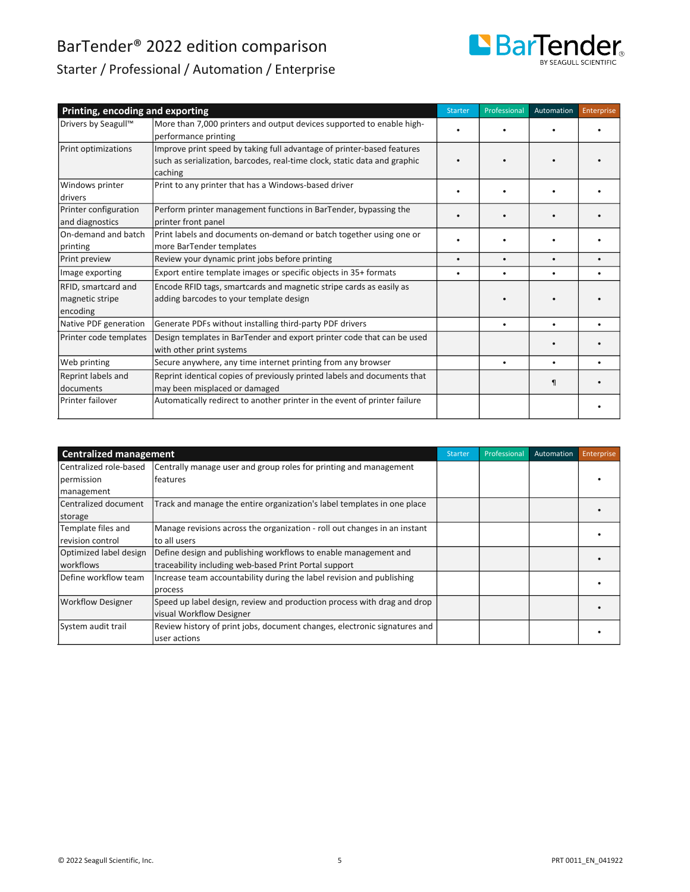# BarTender® 2022 edition comparison

## Starter / Professional / Automation / Enterprise

| Printing, encoding and exporting | | Starter | Professional | Automation | Enterprise |
|---|---|---|---|---|---|
| Drivers by Seagull™ | More than 7,000 printers and output devices supported to enable high-performance printing | • | • | • | • |
| Print optimizations | Improve print speed by taking full advantage of printer-based features such as serialization, barcodes, real-time clock, static data and graphic caching | • | • | • | • |
| Windows printer drivers | Print to any printer that has a Windows-based driver | • | • | • | • |
| Printer configuration and diagnostics | Perform printer management functions in BarTender, bypassing the printer front panel | • | • | • | • |
| On-demand and batch printing | Print labels and documents on-demand or batch together using one or more BarTender templates | • | • | • | • |
| Print preview | Review your dynamic print jobs before printing | • | • | • | • |
| Image exporting | Export entire template images or specific objects in 35+ formats | • | • | • | • |
| RFID, smartcard and magnetic stripe encoding | Encode RFID tags, smartcards and magnetic stripe cards as easily as adding barcodes to your template design | | • | • | • |
| Native PDF generation | Generate PDFs without installing third-party PDF drivers | | • | • | • |
| Printer code templates | Design templates in BarTender and export printer code that can be used with other print systems | | | • | • |
| Web printing | Secure anywhere, any time internet printing from any browser | | • | • | • |
| Reprint labels and documents | Reprint identical copies of previously printed labels and documents that may been misplaced or damaged | | | ¶ | • |
| Printer failover | Automatically redirect to another printer in the event of printer failure | | | | • |

| Centralized management | | Starter | Professional | Automation | Enterprise |
|---|---|---|---|---|---|
| Centralized role-based permission management | Centrally manage user and group roles for printing and management features | | | | • |
| Centralized document storage | Track and manage the entire organization's label templates in one place | | | | • |
| Template files and revision control | Manage revisions across the organization - roll out changes in an instant to all users | | | | • |
| Optimized label design workflows | Define design and publishing workflows to enable management and traceability including web-based Print Portal support | | | | • |
| Define workflow team | Increase team accountability during the label revision and publishing process | | | | • |
| Workflow Designer | Speed up label design, review and production process with drag and drop visual Workflow Designer | | | | • |
| System audit trail | Review history of print jobs, document changes, electronic signatures and user actions | | | | • |

© 2022 Seagull Scientific, Inc. PRT 0011_EN_041922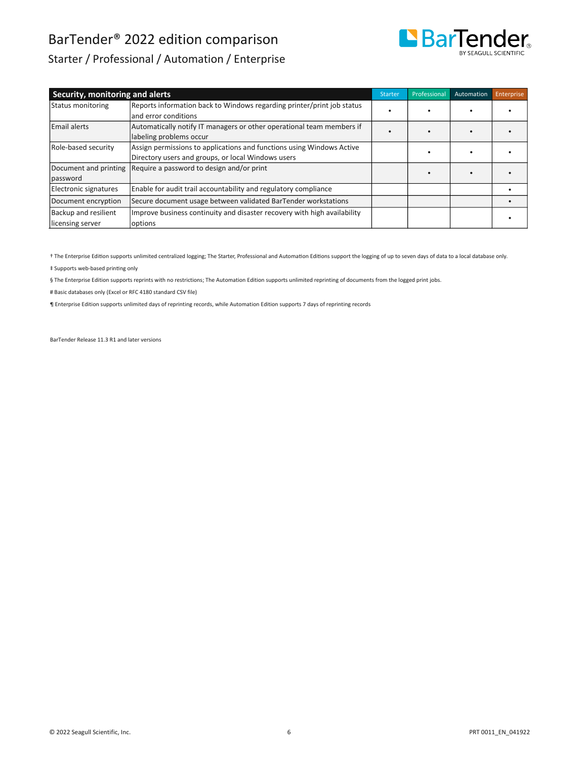# BarTender® 2022 edition comparison

## Starter / Professional / Automation / Enterprise

| Security, monitoring and alerts | | Starter | Professional | Automation | Enterprise |
|---|---|---|---|---|---|
| Status monitoring | Reports information back to Windows regarding printer/print job status and error conditions | • | • | • | • |
| Email alerts | Automatically notify IT managers or other operational team members if labeling problems occur | • | • | • | • |
| Role-based security | Assign permissions to applications and functions using Windows Active Directory users and groups, or local Windows users | | • | • | • |
| Document and printing password | Require a password to design and/or print | | • | • | • |
| Electronic signatures | Enable for audit trail accountability and regulatory compliance | | | | • |
| Document encryption | Secure document usage between validated BarTender workstations | | | | • |
| Backup and resilient licensing server | Improve business continuity and disaster recovery with high availability options | | | | • |

† The Enterprise Edition supports unlimited centralized logging; The Starter, Professional and Automation Editions support the logging of up to seven days of data to a local database only.

‡ Supports web-based printing only

§ The Enterprise Edition supports reprints with no restrictions; The Automation Edition supports unlimited reprinting of documents from the logged print jobs.

# Basic databases only (Excel or RFC 4180 standard CSV file)

¶ Enterprise Edition supports unlimited days of reprinting records, while Automation Edition supports 7 days of reprinting records

BarTender Release 11.3 R1 and later versions

© 2022 Seagull Scientific, Inc.

PRT 0011_EN_041922